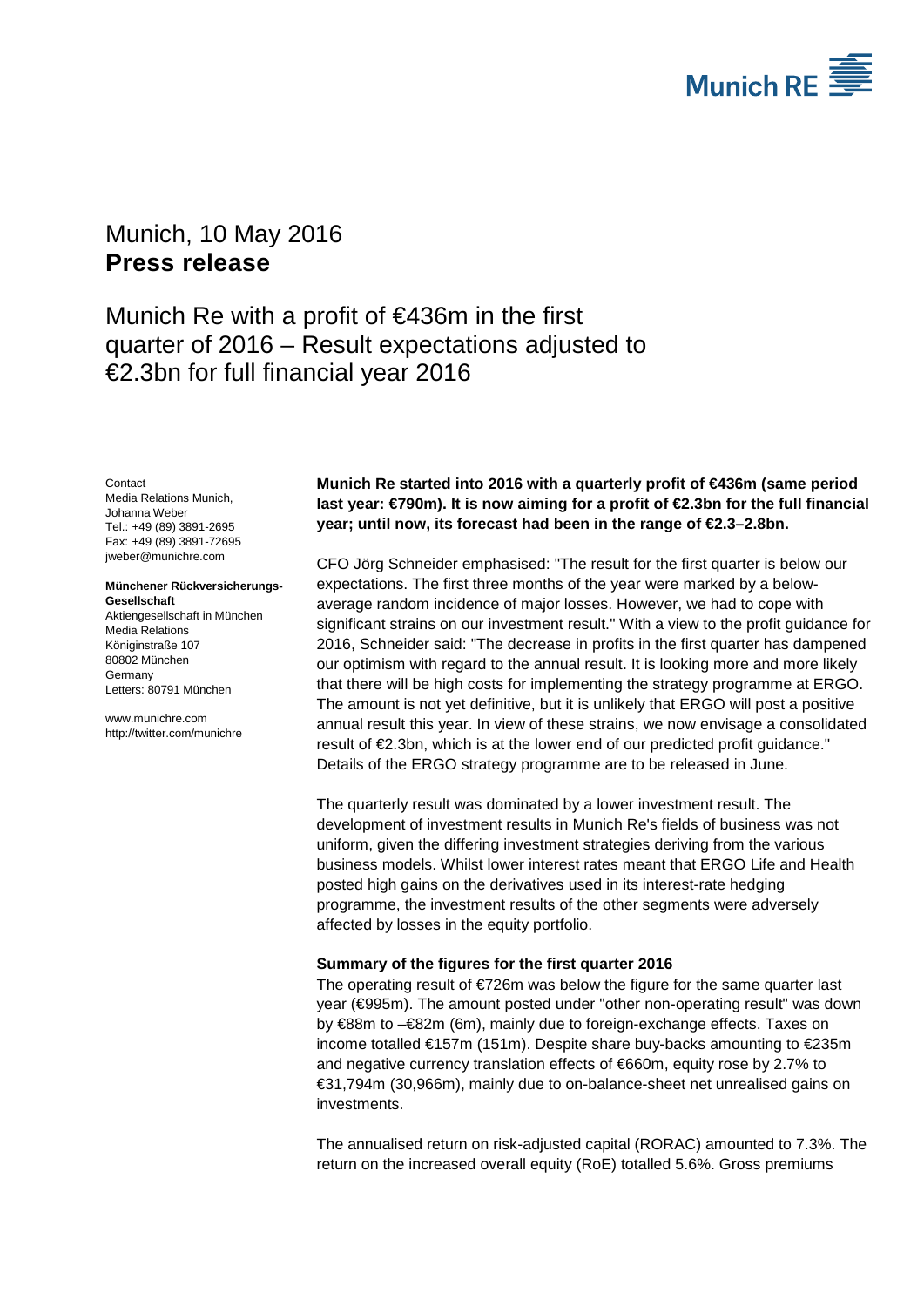Munich, 10 May 2016
**Press release**

# Munich Re with a profit of €436m in the first quarter of 2016 – Result expectations adjusted to €2.3bn for full financial year 2016

Contact
Media Relations Munich,
Johanna Weber
Tel.: +49 (89) 3891-2695
Fax: +49 (89) 3891-72695
jweber@munichre.com

**Münchener Rückversicherungs-Gesellschaft**
Aktiengesellschaft in München
Media Relations
Königinstraße 107
80802 München
Germany
Letters: 80791 München

www.munichre.com
http://twitter.com/munichre

**Munich Re started into 2016 with a quarterly profit of €436m (same period last year: €790m). It is now aiming for a profit of €2.3bn for the full financial year; until now, its forecast had been in the range of €2.3–2.8bn.**

CFO Jörg Schneider emphasised: "The result for the first quarter is below our expectations. The first three months of the year were marked by a below-average random incidence of major losses. However, we had to cope with significant strains on our investment result." With a view to the profit guidance for 2016, Schneider said: "The decrease in profits in the first quarter has dampened our optimism with regard to the annual result. It is looking more and more likely that there will be high costs for implementing the strategy programme at ERGO. The amount is not yet definitive, but it is unlikely that ERGO will post a positive annual result this year. In view of these strains, we now envisage a consolidated result of €2.3bn, which is at the lower end of our predicted profit guidance." Details of the ERGO strategy programme are to be released in June.

The quarterly result was dominated by a lower investment result. The development of investment results in Munich Re's fields of business was not uniform, given the differing investment strategies deriving from the various business models. Whilst lower interest rates meant that ERGO Life and Health posted high gains on the derivatives used in its interest-rate hedging programme, the investment results of the other segments were adversely affected by losses in the equity portfolio.

**Summary of the figures for the first quarter 2016**

The operating result of €726m was below the figure for the same quarter last year (€995m). The amount posted under "other non-operating result" was down by €88m to –€82m (6m), mainly due to foreign-exchange effects. Taxes on income totalled €157m (151m). Despite share buy-backs amounting to €235m and negative currency translation effects of €660m, equity rose by 2.7% to €31,794m (30,966m), mainly due to on-balance-sheet net unrealised gains on investments.

The annualised return on risk-adjusted capital (RORAC) amounted to 7.3%. The return on the increased overall equity (RoE) totalled 5.6%. Gross premiums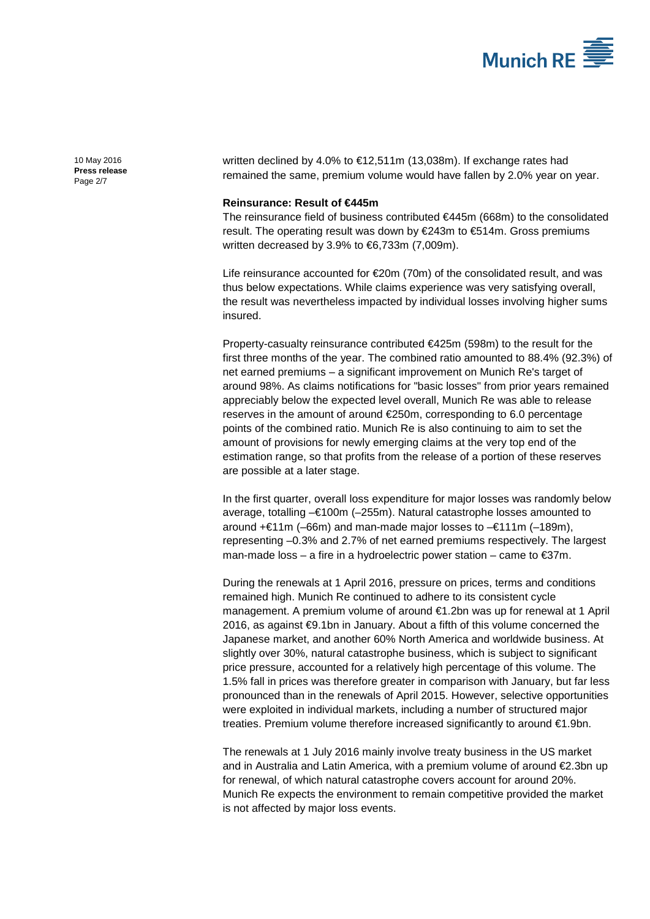written declined by 4.0% to €12,511m (13,038m). If exchange rates had remained the same, premium volume would have fallen by 2.0% year on year.

**Reinsurance: Result of €445m**

The reinsurance field of business contributed €445m (668m) to the consolidated result. The operating result was down by €243m to €514m. Gross premiums written decreased by 3.9% to €6,733m (7,009m).

Life reinsurance accounted for €20m (70m) of the consolidated result, and was thus below expectations. While claims experience was very satisfying overall, the result was nevertheless impacted by individual losses involving higher sums insured.

Property-casualty reinsurance contributed €425m (598m) to the result for the first three months of the year. The combined ratio amounted to 88.4% (92.3%) of net earned premiums – a significant improvement on Munich Re's target of around 98%. As claims notifications for "basic losses" from prior years remained appreciably below the expected level overall, Munich Re was able to release reserves in the amount of around €250m, corresponding to 6.0 percentage points of the combined ratio. Munich Re is also continuing to aim to set the amount of provisions for newly emerging claims at the very top end of the estimation range, so that profits from the release of a portion of these reserves are possible at a later stage.

In the first quarter, overall loss expenditure for major losses was randomly below average, totalling –€100m (–255m). Natural catastrophe losses amounted to around +€11m (–66m) and man-made major losses to –€111m (–189m), representing –0.3% and 2.7% of net earned premiums respectively. The largest man-made loss – a fire in a hydroelectric power station – came to €37m.

During the renewals at 1 April 2016, pressure on prices, terms and conditions remained high. Munich Re continued to adhere to its consistent cycle management. A premium volume of around €1.2bn was up for renewal at 1 April 2016, as against €9.1bn in January. About a fifth of this volume concerned the Japanese market, and another 60% North America and worldwide business. At slightly over 30%, natural catastrophe business, which is subject to significant price pressure, accounted for a relatively high percentage of this volume. The 1.5% fall in prices was therefore greater in comparison with January, but far less pronounced than in the renewals of April 2015. However, selective opportunities were exploited in individual markets, including a number of structured major treaties. Premium volume therefore increased significantly to around €1.9bn.

The renewals at 1 July 2016 mainly involve treaty business in the US market and in Australia and Latin America, with a premium volume of around €2.3bn up for renewal, of which natural catastrophe covers account for around 20%. Munich Re expects the environment to remain competitive provided the market is not affected by major loss events.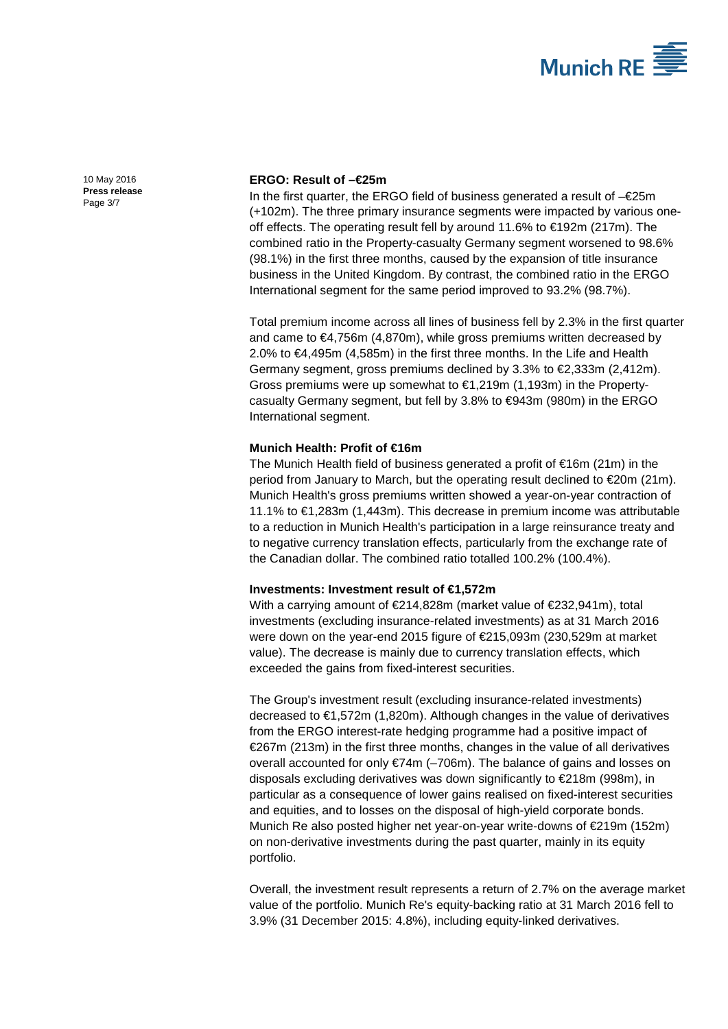## ERGO: Result of –€25m

In the first quarter, the ERGO field of business generated a result of –€25m (+102m). The three primary insurance segments were impacted by various one-off effects. The operating result fell by around 11.6% to €192m (217m). The combined ratio in the Property-casualty Germany segment worsened to 98.6% (98.1%) in the first three months, caused by the expansion of title insurance business in the United Kingdom. By contrast, the combined ratio in the ERGO International segment for the same period improved to 93.2% (98.7%).

Total premium income across all lines of business fell by 2.3% in the first quarter and came to €4,756m (4,870m), while gross premiums written decreased by 2.0% to €4,495m (4,585m) in the first three months. In the Life and Health Germany segment, gross premiums declined by 3.3% to €2,333m (2,412m). Gross premiums were up somewhat to €1,219m (1,193m) in the Property-casualty Germany segment, but fell by 3.8% to €943m (980m) in the ERGO International segment.

## Munich Health: Profit of €16m

The Munich Health field of business generated a profit of €16m (21m) in the period from January to March, but the operating result declined to €20m (21m). Munich Health's gross premiums written showed a year-on-year contraction of 11.1% to €1,283m (1,443m). This decrease in premium income was attributable to a reduction in Munich Health's participation in a large reinsurance treaty and to negative currency translation effects, particularly from the exchange rate of the Canadian dollar. The combined ratio totalled 100.2% (100.4%).

## Investments: Investment result of €1,572m

With a carrying amount of €214,828m (market value of €232,941m), total investments (excluding insurance-related investments) as at 31 March 2016 were down on the year-end 2015 figure of €215,093m (230,529m at market value). The decrease is mainly due to currency translation effects, which exceeded the gains from fixed-interest securities.

The Group's investment result (excluding insurance-related investments) decreased to €1,572m (1,820m). Although changes in the value of derivatives from the ERGO interest-rate hedging programme had a positive impact of €267m (213m) in the first three months, changes in the value of all derivatives overall accounted for only €74m (–706m). The balance of gains and losses on disposals excluding derivatives was down significantly to €218m (998m), in particular as a consequence of lower gains realised on fixed-interest securities and equities, and to losses on the disposal of high-yield corporate bonds. Munich Re also posted higher net year-on-year write-downs of €219m (152m) on non-derivative investments during the past quarter, mainly in its equity portfolio.

Overall, the investment result represents a return of 2.7% on the average market value of the portfolio. Munich Re's equity-backing ratio at 31 March 2016 fell to 3.9% (31 December 2015: 4.8%), including equity-linked derivatives.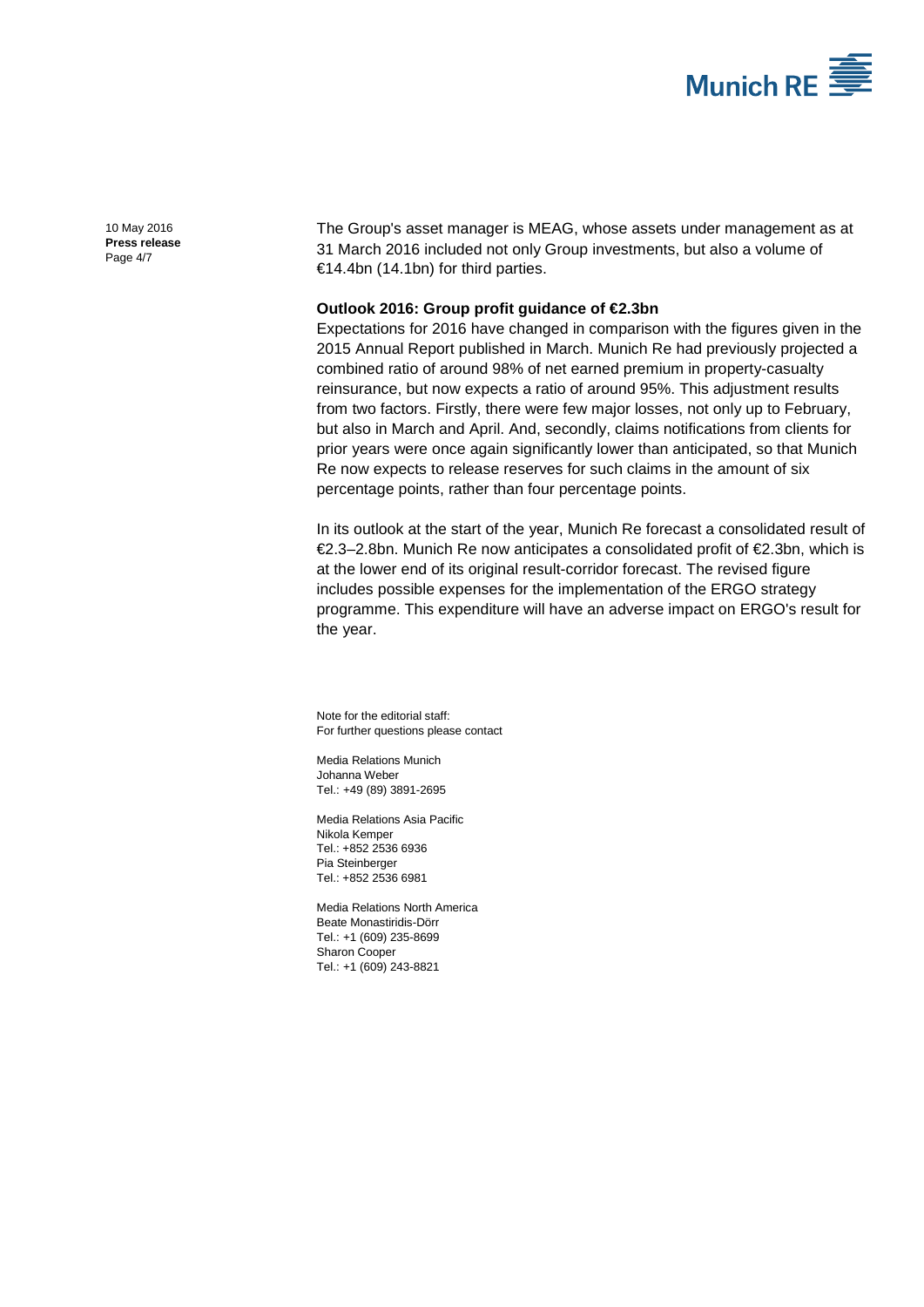The Group's asset manager is MEAG, whose assets under management as at 31 March 2016 included not only Group investments, but also a volume of €14.4bn (14.1bn) for third parties.

**Outlook 2016: Group profit guidance of €2.3bn**

Expectations for 2016 have changed in comparison with the figures given in the 2015 Annual Report published in March. Munich Re had previously projected a combined ratio of around 98% of net earned premium in property-casualty reinsurance, but now expects a ratio of around 95%. This adjustment results from two factors. Firstly, there were few major losses, not only up to February, but also in March and April. And, secondly, claims notifications from clients for prior years were once again significantly lower than anticipated, so that Munich Re now expects to release reserves for such claims in the amount of six percentage points, rather than four percentage points.

In its outlook at the start of the year, Munich Re forecast a consolidated result of €2.3–2.8bn. Munich Re now anticipates a consolidated profit of €2.3bn, which is at the lower end of its original result-corridor forecast. The revised figure includes possible expenses for the implementation of the ERGO strategy programme. This expenditure will have an adverse impact on ERGO's result for the year.

Note for the editorial staff:
For further questions please contact

Media Relations Munich
Johanna Weber
Tel.: +49 (89) 3891-2695

Media Relations Asia Pacific
Nikola Kemper
Tel.: +852 2536 6936
Pia Steinberger
Tel.: +852 2536 6981

Media Relations North America
Beate Monastiridis-Dörr
Tel.: +1 (609) 235-8699
Sharon Cooper
Tel.: +1 (609) 243-8821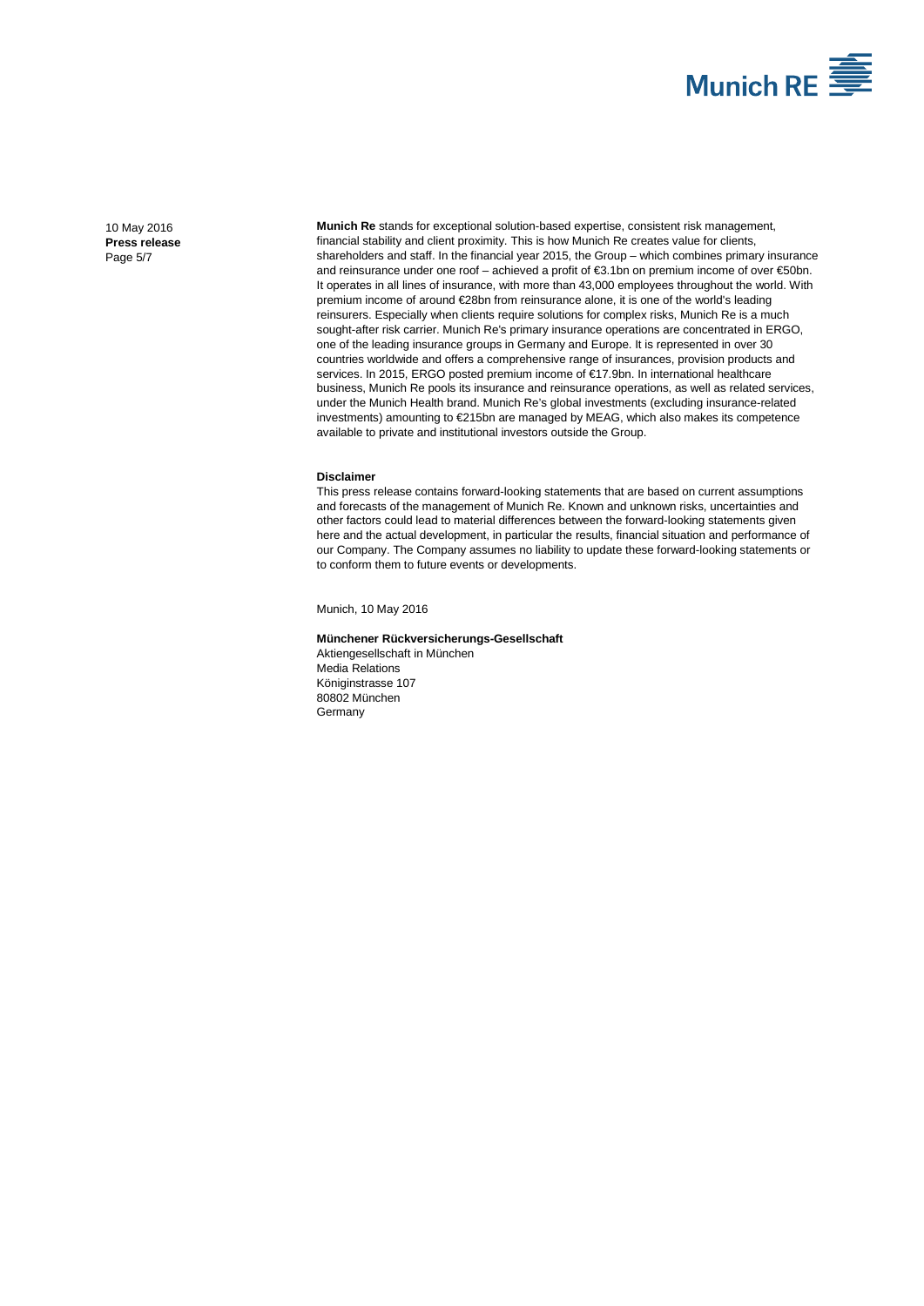**Munich Re** stands for exceptional solution-based expertise, consistent risk management, financial stability and client proximity. This is how Munich Re creates value for clients, shareholders and staff. In the financial year 2015, the Group – which combines primary insurance and reinsurance under one roof – achieved a profit of €3.1bn on premium income of over €50bn. It operates in all lines of insurance, with more than 43,000 employees throughout the world. With premium income of around €28bn from reinsurance alone, it is one of the world's leading reinsurers. Especially when clients require solutions for complex risks, Munich Re is a much sought-after risk carrier. Munich Re's primary insurance operations are concentrated in ERGO, one of the leading insurance groups in Germany and Europe. It is represented in over 30 countries worldwide and offers a comprehensive range of insurances, provision products and services. In 2015, ERGO posted premium income of €17.9bn. In international healthcare business, Munich Re pools its insurance and reinsurance operations, as well as related services, under the Munich Health brand. Munich Re's global investments (excluding insurance-related investments) amounting to €215bn are managed by MEAG, which also makes its competence available to private and institutional investors outside the Group.

**Disclaimer**

This press release contains forward-looking statements that are based on current assumptions and forecasts of the management of Munich Re. Known and unknown risks, uncertainties and other factors could lead to material differences between the forward-looking statements given here and the actual development, in particular the results, financial situation and performance of our Company. The Company assumes no liability to update these forward-looking statements or to conform them to future events or developments.

Munich, 10 May 2016

**Münchener Rückversicherungs-Gesellschaft**
Aktiengesellschaft in München
Media Relations
Königinstrasse 107
80802 München
Germany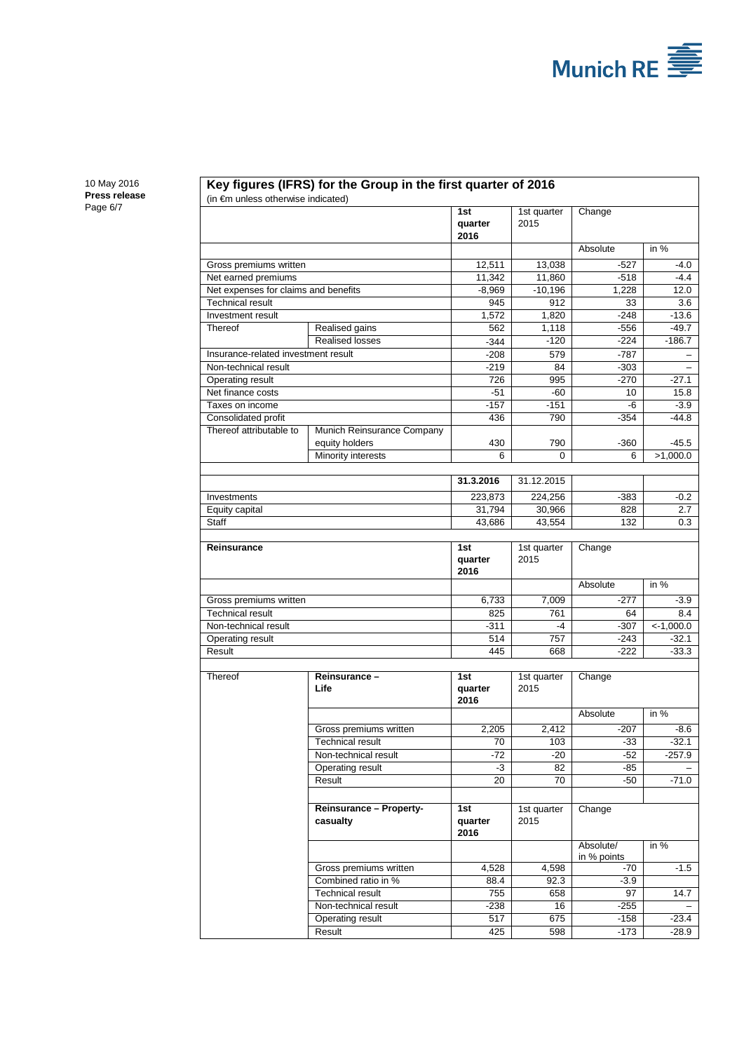## Key figures (IFRS) for the Group in the first quarter of 2016

(in €m unless otherwise indicated)

| | | 1st quarter 2016 | 1st quarter 2015 | Change | |
|---|---|---|---|---|---|
| | | | | Absolute | in % |
| Gross premiums written | | 12,511 | 13,038 | -527 | -4.0 |
| Net earned premiums | | 11,342 | 11,860 | -518 | -4.4 |
| Net expenses for claims and benefits | | -8,969 | -10,196 | 1,228 | 12.0 |
| Technical result | | 945 | 912 | 33 | 3.6 |
| Investment result | | 1,572 | 1,820 | -248 | -13.6 |
| Thereof | Realised gains | 562 | 1,118 | -556 | -49.7 |
| | Realised losses | -344 | -120 | -224 | -186.7 |
| Insurance-related investment result | | -208 | 579 | -787 | – |
| Non-technical result | | -219 | 84 | -303 | – |
| Operating result | | 726 | 995 | -270 | -27.1 |
| Net finance costs | | -51 | -60 | 10 | 15.8 |
| Taxes on income | | -157 | -151 | -6 | -3.9 |
| Consolidated profit | | 436 | 790 | -354 | -44.8 |
| Thereof attributable to | Munich Reinsurance Company equity holders | 430 | 790 | -360 | -45.5 |
| | Minority interests | 6 | 0 | 6 | >1,000.0 |
| | | | | | |
| | | 31.3.2016 | 31.12.2015 | | |
| Investments | | 223,873 | 224,256 | -383 | -0.2 |
| Equity capital | | 31,794 | 30,966 | 828 | 2.7 |
| Staff | | 43,686 | 43,554 | 132 | 0.3 |

| Reinsurance | 1st quarter 2016 | 1st quarter 2015 | Change | |
|---|---|---|---|---|
| | | | Absolute | in % |
| Gross premiums written | 6,733 | 7,009 | -277 | -3.9 |
| Technical result | 825 | 761 | 64 | 8.4 |
| Non-technical result | -311 | -4 | -307 | <-1,000.0 |
| Operating result | 514 | 757 | -243 | -32.1 |
| Result | 445 | 668 | -222 | -33.3 |

| Thereof | Reinsurance – Life | 1st quarter 2016 | 1st quarter 2015 | Change | |
|---|---|---|---|---|---|
| | | | | Absolute | in % |
| | Gross premiums written | 2,205 | 2,412 | -207 | -8.6 |
| | Technical result | 70 | 103 | -33 | -32.1 |
| | Non-technical result | -72 | -20 | -52 | -257.9 |
| | Operating result | -3 | 82 | -85 | – |
| | Result | 20 | 70 | -50 | -71.0 |
| | | | | | |
| | **Reinsurance – Property-casualty** | **1st quarter 2016** | 1st quarter 2015 | Change | |
| | | | | Absolute/ in % points | in % |
| | Gross premiums written | 4,528 | 4,598 | -70 | -1.5 |
| | Combined ratio in % | 88.4 | 92.3 | -3.9 | |
| | Technical result | 755 | 658 | 97 | 14.7 |
| | Non-technical result | -238 | 16 | -255 | – |
| | Operating result | 517 | 675 | -158 | -23.4 |
| | Result | 425 | 598 | -173 | -28.9 |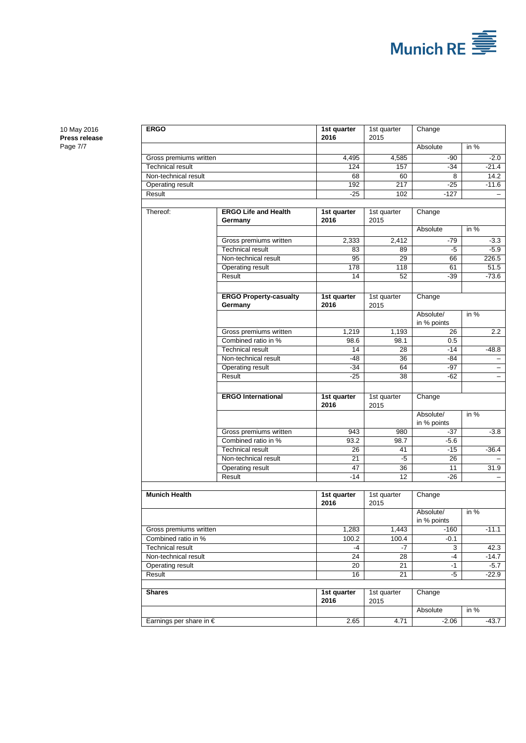| **ERGO** | | **1st quarter 2016** | 1st quarter 2015 | Change | |
|---|---|---|---|---|---|
| | | | | Absolute | in % |
| Gross premiums written | | 4,495 | 4,585 | -90 | -2.0 |
| Technical result | | 124 | 157 | -34 | -21.4 |
| Non-technical result | | 68 | 60 | 8 | 14.2 |
| Operating result | | 192 | 217 | -25 | -11.6 |
| Result | | -25 | 102 | -127 | – |
| | | | | | |
| Thereof: | **ERGO Life and Health Germany** | **1st quarter 2016** | 1st quarter 2015 | Change | |
| | | | | Absolute | in % |
| | Gross premiums written | 2,333 | 2,412 | -79 | -3.3 |
| | Technical result | 83 | 89 | -5 | -5.9 |
| | Non-technical result | 95 | 29 | 66 | 226.5 |
| | Operating result | 178 | 118 | 61 | 51.5 |
| | Result | 14 | 52 | -39 | -73.6 |
| | | | | | |
| | **ERGO Property-casualty Germany** | **1st quarter 2016** | 1st quarter 2015 | Change | |
| | | | | Absolute/ in % points | in % |
| | Gross premiums written | 1,219 | 1,193 | 26 | 2.2 |
| | Combined ratio in % | 98.6 | 98.1 | 0.5 | |
| | Technical result | 14 | 28 | -14 | -48.8 |
| | Non-technical result | -48 | 36 | -84 | – |
| | Operating result | -34 | 64 | -97 | – |
| | Result | -25 | 38 | -62 | – |
| | | | | | |
| | **ERGO International** | **1st quarter 2016** | 1st quarter 2015 | Change | |
| | | | | Absolute/ in % points | in % |
| | Gross premiums written | 943 | 980 | -37 | -3.8 |
| | Combined ratio in % | 93.2 | 98.7 | -5.6 | |
| | Technical result | 26 | 41 | -15 | -36.4 |
| | Non-technical result | 21 | -5 | 26 | – |
| | Operating result | 47 | 36 | 11 | 31.9 |
| | Result | -14 | 12 | -26 | – |

| **Munich Health** | **1st quarter 2016** | 1st quarter 2015 | Change | |
|---|---|---|---|---|
| | | | Absolute/ in % points | in % |
| Gross premiums written | 1,283 | 1,443 | -160 | -11.1 |
| Combined ratio in % | 100.2 | 100.4 | -0.1 | |
| Technical result | -4 | -7 | 3 | 42.3 |
| Non-technical result | 24 | 28 | -4 | -14.7 |
| Operating result | 20 | 21 | -1 | -5.7 |
| Result | 16 | 21 | -5 | -22.9 |

| **Shares** | **1st quarter 2016** | 1st quarter 2015 | Change | |
|---|---|---|---|---|
| | | | Absolute | in % |
| Earnings per share in € | 2.65 | 4.71 | -2.06 | -43.7 |